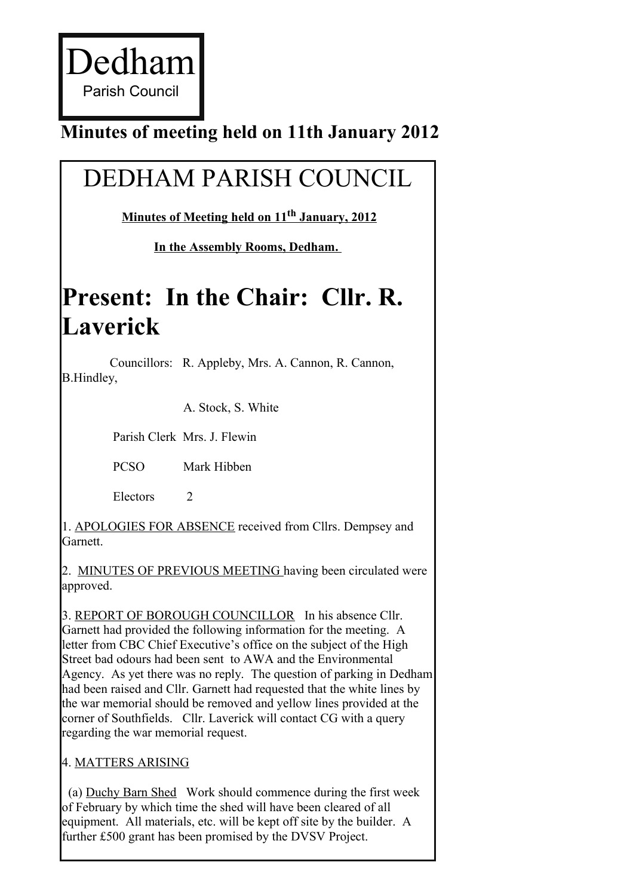# Dedham

Parish Council

## Minutes of meeting held on 11th January 2012

# DEDHAM PARISH COUNCIL

**Minutes of Meeting held on 11th January, 2012**

**In the Assembly Rooms, Dedham.**

# Present: In the Chair: Cllr. R. Laverick

Councillors: R. Appleby, Mrs. A. Cannon, R. Cannon, B.Hindley,

A. Stock, S. White

Parish Clerk Mrs. J. Flewin

PCSO Mark Hibben

Electors 2

1. APOLOGIES FOR ABSENCE received from Cllrs. Dempsey and Garnett.

2. MINUTES OF PREVIOUS MEETING having been circulated were approved.

3. REPORT OF BOROUGH COUNCILLOR In his absence Cllr. Garnett had provided the following information for the meeting. A letter from CBC Chief Executive's office on the subject of the High Street bad odours had been sent to AWA and the Environmental Agency. As yet there was no reply. The question of parking in Dedham had been raised and Cllr. Garnett had requested that the white lines by the war memorial should be removed and yellow lines provided at the corner of Southfields. Cllr. Laverick will contact CG with a query regarding the war memorial request.

4. MATTERS ARISING

(a) Duchy Barn Shed Work should commence during the first week of February by which time the shed will have been cleared of all equipment. All materials, etc. will be kept off site by the builder. A further £500 grant has been promised by the DVSV Project.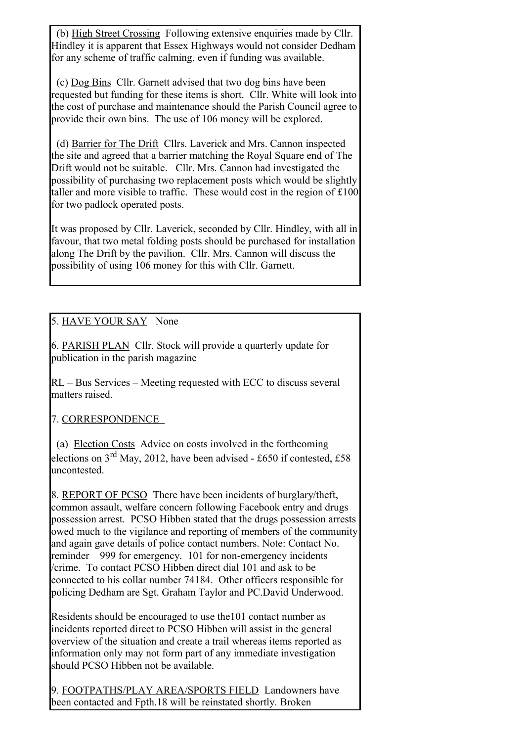(b) High Street Crossing Following extensive enquiries made by Cllr. Hindley it is apparent that Essex Highways would not consider Dedham for any scheme of traffic calming, even if funding was available.

(c) Dog Bins Cllr. Garnett advised that two dog bins have been requested but funding for these items is short. Cllr. White will look into the cost of purchase and maintenance should the Parish Council agree to provide their own bins. The use of 106 money will be explored.

(d) Barrier for The Drift Cllrs. Laverick and Mrs. Cannon inspected the site and agreed that a barrier matching the Royal Square end of The Drift would not be suitable. Cllr. Mrs. Cannon had investigated the possibility of purchasing two replacement posts which would be slightly taller and more visible to traffic. These would cost in the region of £100 for two padlock operated posts.

It was proposed by Cllr. Laverick, seconded by Cllr. Hindley, with all in favour, that two metal folding posts should be purchased for installation along The Drift by the pavilion. Cllr. Mrs. Cannon will discuss the possibility of using 106 money for this with Cllr. Garnett.

5. HAVE YOUR SAY None

6. PARISH PLAN Cllr. Stock will provide a quarterly update for publication in the parish magazine

RL – Bus Services – Meeting requested with ECC to discuss several matters raised.

7. CORRESPONDENCE

(a) Election Costs Advice on costs involved in the forthcoming elections on 3rd May, 2012, have been advised - £650 if contested, £58 uncontested.

8. REPORT OF PCSO There have been incidents of burglary/theft, common assault, welfare concern following Facebook entry and drugs possession arrest. PCSO Hibben stated that the drugs possession arrests owed much to the vigilance and reporting of members of the community and again gave details of police contact numbers. Note: Contact No. reminder 999 for emergency. 101 for non-emergency incidents /crime. To contact PCSO Hibben direct dial 101 and ask to be connected to his collar number 74184. Other officers responsible for policing Dedham are Sgt. Graham Taylor and PC.David Underwood.

Residents should be encouraged to use the101 contact number as incidents reported direct to PCSO Hibben will assist in the general overview of the situation and create a trail whereas items reported as information only may not form part of any immediate investigation should PCSO Hibben not be available.

9. FOOTPATHS/PLAY AREA/SPORTS FIELD Landowners have been contacted and Fpth.18 will be reinstated shortly. Broken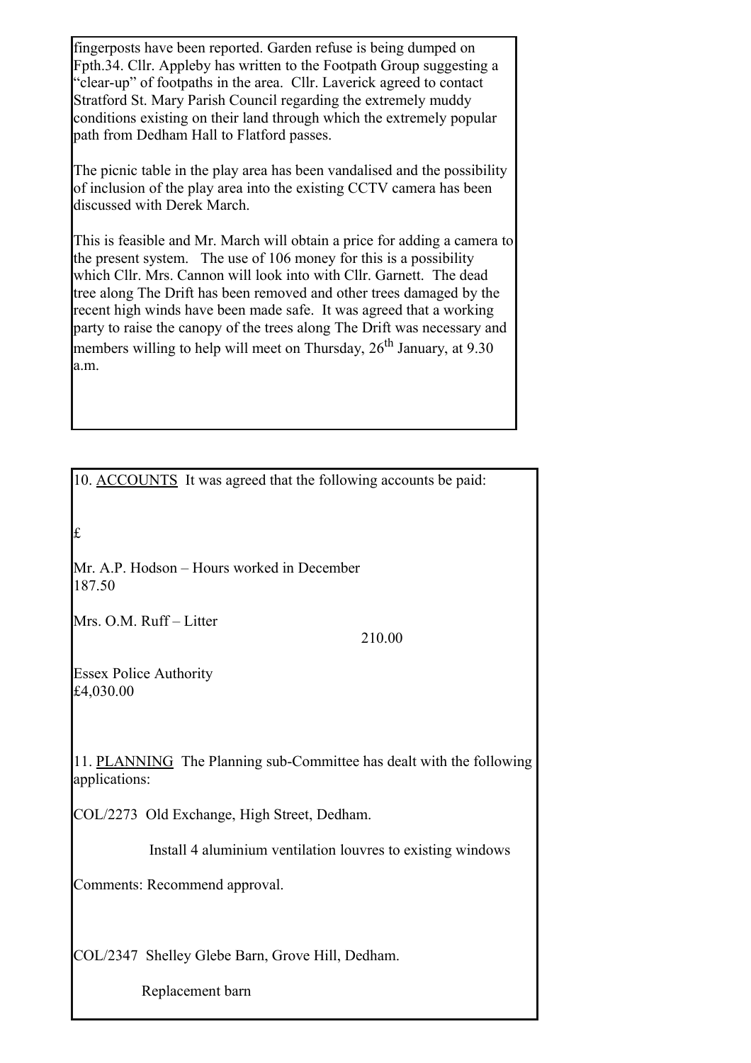fingerposts have been reported. Garden refuse is being dumped on Fpth.34. Cllr. Appleby has written to the Footpath Group suggesting a "clear-up" of footpaths in the area. Cllr. Laverick agreed to contact Stratford St. Mary Parish Council regarding the extremely muddy conditions existing on their land through which the extremely popular path from Dedham Hall to Flatford passes.

The picnic table in the play area has been vandalised and the possibility of inclusion of the play area into the existing CCTV camera has been discussed with Derek March.

This is feasible and Mr. March will obtain a price for adding a camera to the present system. The use of 106 money for this is a possibility which Cllr. Mrs. Cannon will look into with Cllr. Garnett. The dead tree along The Drift has been removed and other trees damaged by the recent high winds have been made safe. It was agreed that a working party to raise the canopy of the trees along The Drift was necessary and members willing to help will meet on Thursday, 26th January, at 9.30 a.m.

10. ACCOUNTS It was agreed that the following accounts be paid:

£

Mr. A.P. Hodson – Hours worked in December 187.50

Mrs. O.M. Ruff – Litter 210.00

Essex Police Authority £4,030.00

11. PLANNING The Planning sub-Committee has dealt with the following applications:

COL/2273 Old Exchange, High Street, Dedham.

Install 4 aluminium ventilation louvres to existing windows

Comments: Recommend approval.

COL/2347 Shelley Glebe Barn, Grove Hill, Dedham.

Replacement barn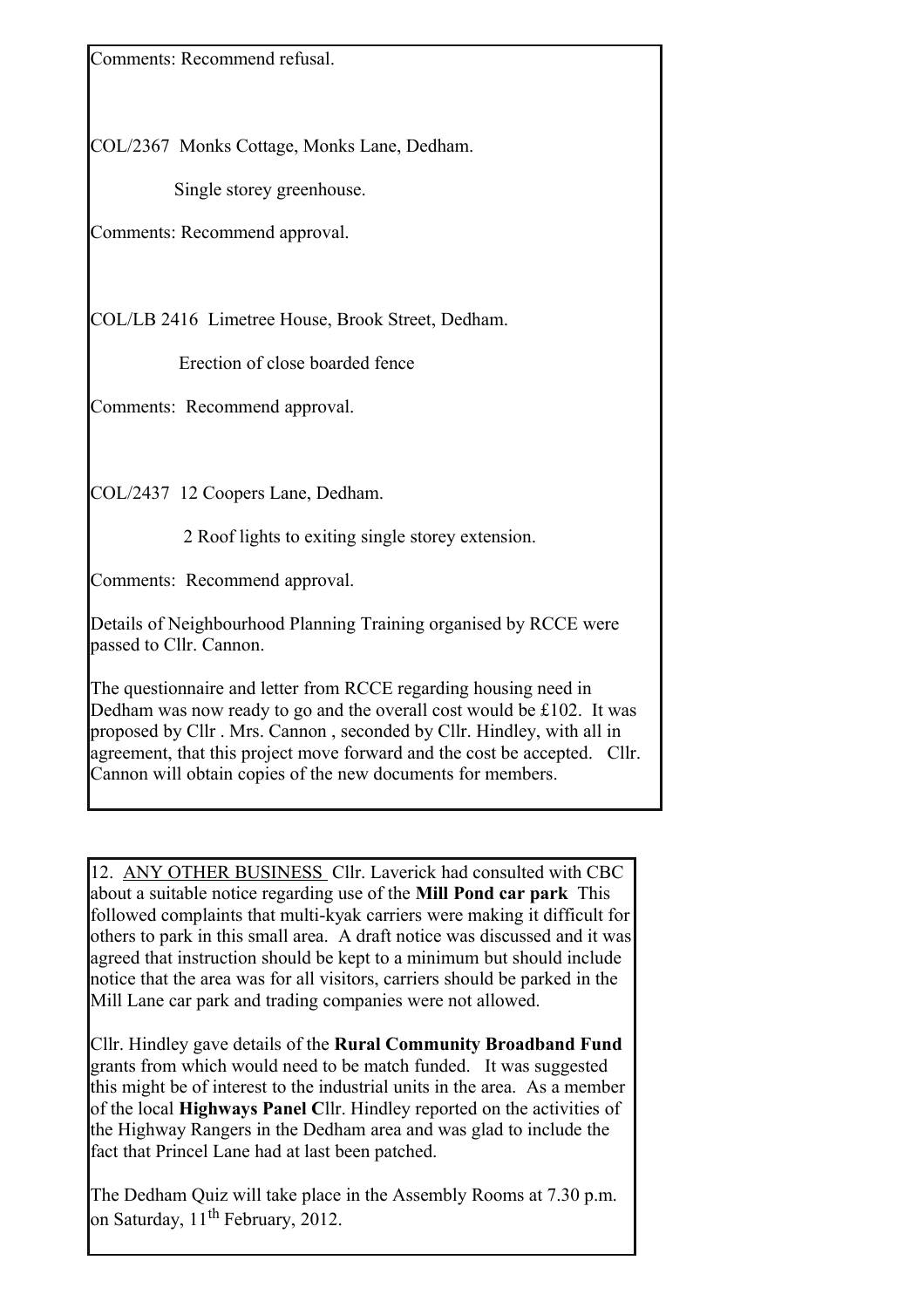Comments: Recommend refusal.

COL/2367 Monks Cottage, Monks Lane, Dedham.

Single storey greenhouse.

Comments: Recommend approval.

COL/LB 2416 Limetree House, Brook Street, Dedham.

Erection of close boarded fence

Comments: Recommend approval.

COL/2437 12 Coopers Lane, Dedham.

2 Roof lights to exiting single storey extension.

Comments: Recommend approval.

Details of Neighbourhood Planning Training organised by RCCE were passed to Cllr. Cannon.

The questionnaire and letter from RCCE regarding housing need in Dedham was now ready to go and the overall cost would be £102. It was proposed by Cllr . Mrs. Cannon , seconded by Cllr. Hindley, with all in agreement, that this project move forward and the cost be accepted. Cllr. Cannon will obtain copies of the new documents for members.

12. ANY OTHER BUSINESS Cllr. Laverick had consulted with CBC about a suitable notice regarding use of the **Mill Pond car park** This followed complaints that multi-kyak carriers were making it difficult for others to park in this small area. A draft notice was discussed and it was agreed that instruction should be kept to a minimum but should include notice that the area was for all visitors, carriers should be parked in the Mill Lane car park and trading companies were not allowed.

Cllr. Hindley gave details of the **Rural Community Broadband Fund** grants from which would need to be match funded. It was suggested this might be of interest to the industrial units in the area. As a member of the local **Highways Panel C**llr. Hindley reported on the activities of the Highway Rangers in the Dedham area and was glad to include the fact that Princel Lane had at last been patched.

The Dedham Quiz will take place in the Assembly Rooms at 7.30 p.m. on Saturday, 11th February, 2012.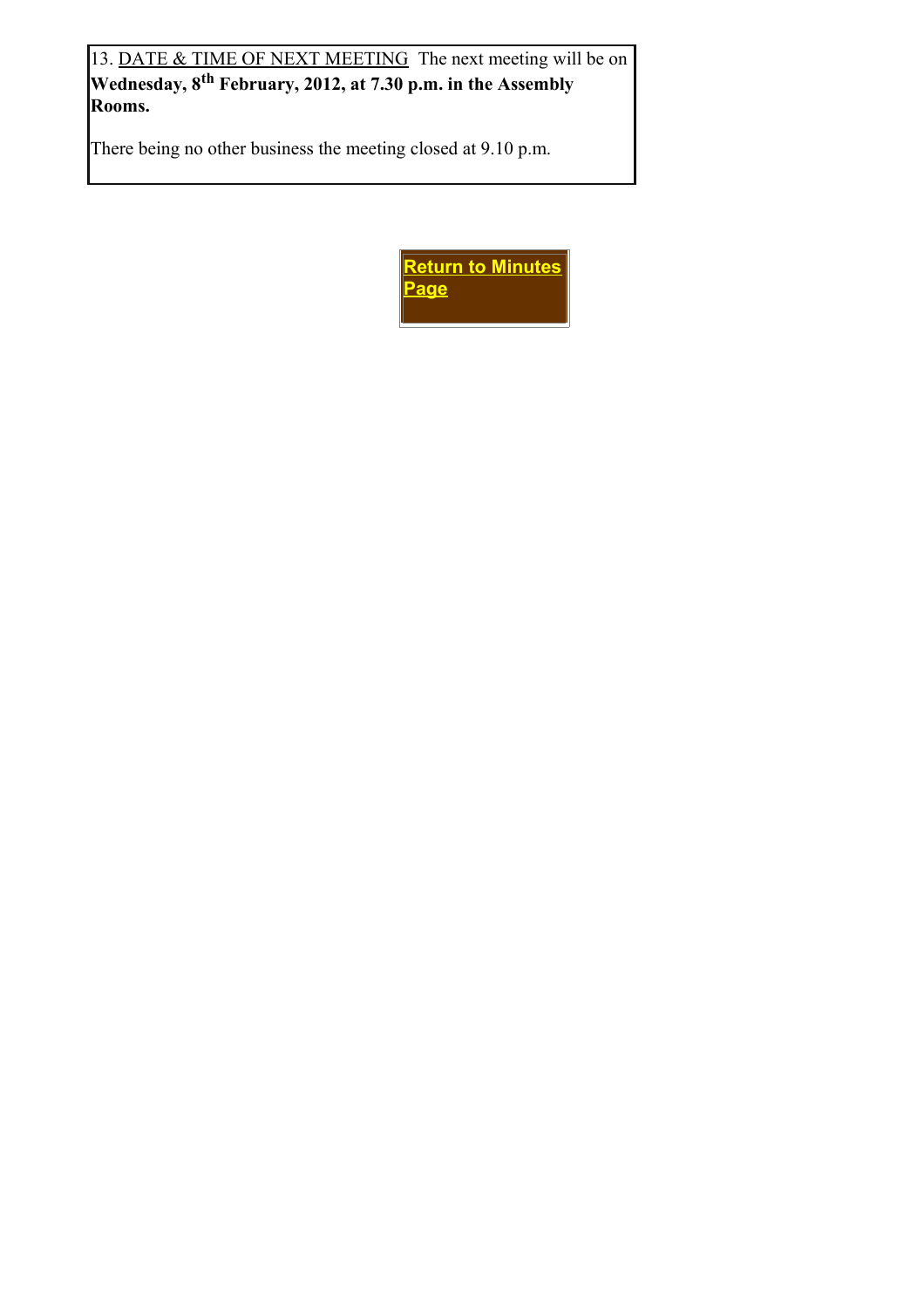13. DATE & TIME OF NEXT MEETING The next meeting will be on **Wednesday, 8th February, 2012, at 7.30 p.m. in the Assembly Rooms.**

There being no other business the meeting closed at 9.10 p.m.

**Return to Minutes Page**